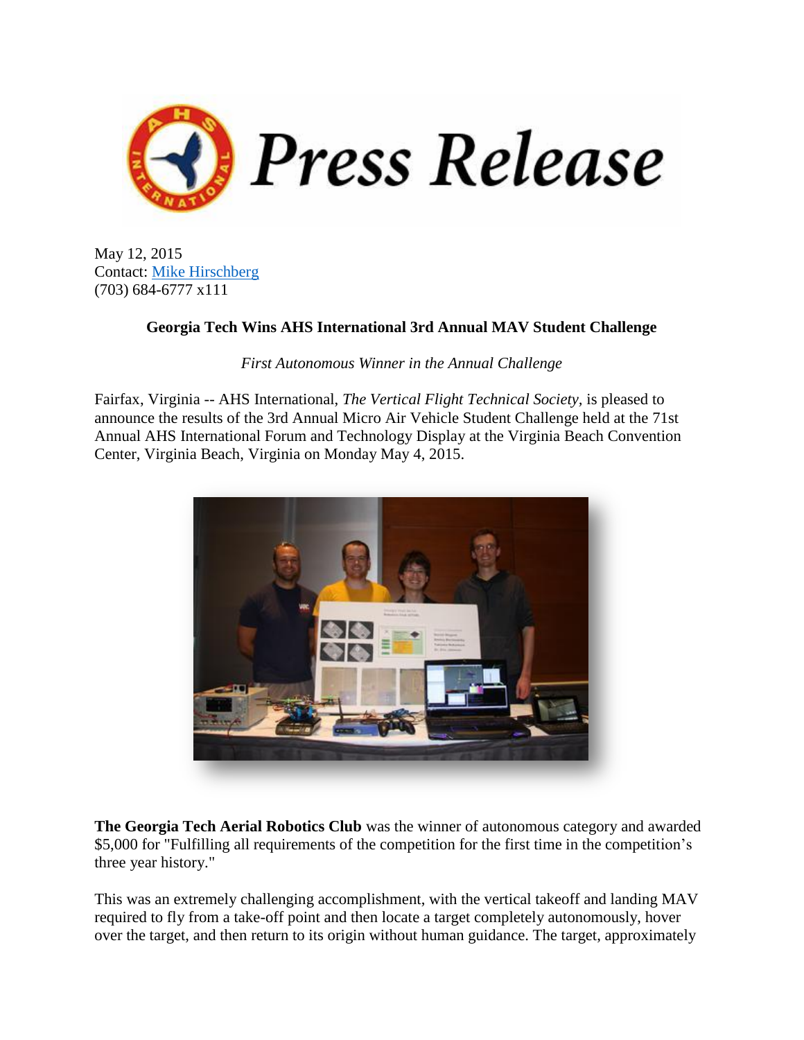# Press Release

May 12, 2015
Contact: [Mike Hirschberg](#)
(703) 684-6777 x111

**Georgia Tech Wins AHS International 3rd Annual MAV Student Challenge**

*First Autonomous Winner in the Annual Challenge*

Fairfax, Virginia -- AHS International, *The Vertical Flight Technical Society*, is pleased to announce the results of the 3rd Annual Micro Air Vehicle Student Challenge held at the 71st Annual AHS International Forum and Technology Display at the Virginia Beach Convention Center, Virginia Beach, Virginia on Monday May 4, 2015.

**The Georgia Tech Aerial Robotics Club** was the winner of autonomous category and awarded $5,000 for "Fulfilling all requirements of the competition for the first time in the competition's three year history."

This was an extremely challenging accomplishment, with the vertical takeoff and landing MAV required to fly from a take-off point and then locate a target completely autonomously, hover over the target, and then return to its origin without human guidance. The target, approximately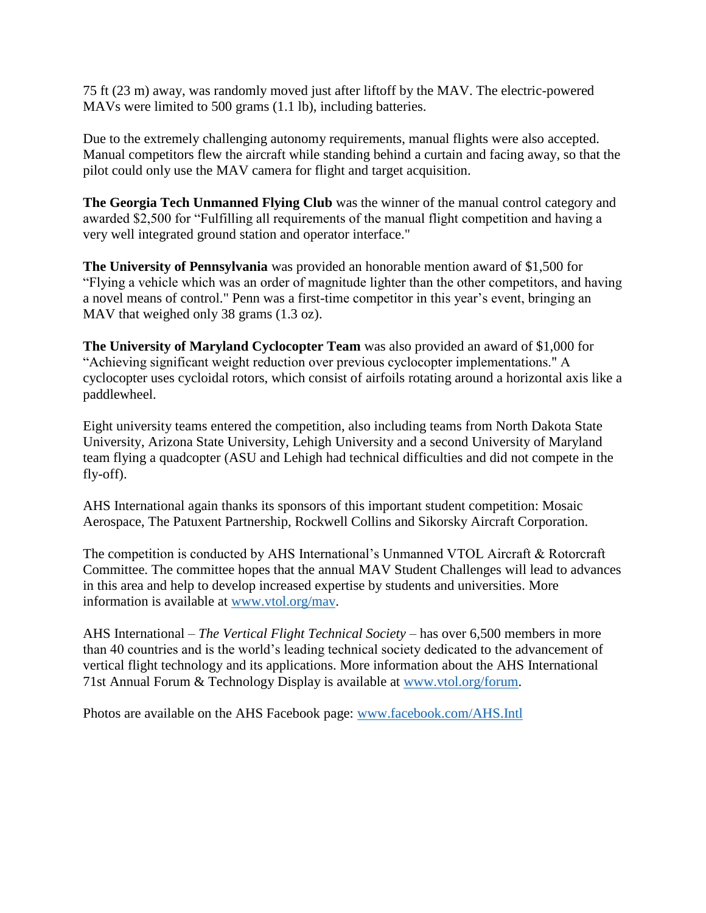75 ft (23 m) away, was randomly moved just after liftoff by the MAV. The electric-powered MAVs were limited to 500 grams (1.1 lb), including batteries.

Due to the extremely challenging autonomy requirements, manual flights were also accepted. Manual competitors flew the aircraft while standing behind a curtain and facing away, so that the pilot could only use the MAV camera for flight and target acquisition.

**The Georgia Tech Unmanned Flying Club** was the winner of the manual control category and awarded $2,500 for "Fulfilling all requirements of the manual flight competition and having a very well integrated ground station and operator interface."

**The University of Pennsylvania** was provided an honorable mention award of $1,500 for "Flying a vehicle which was an order of magnitude lighter than the other competitors, and having a novel means of control." Penn was a first-time competitor in this year's event, bringing an MAV that weighed only 38 grams (1.3 oz).

**The University of Maryland Cyclocopter Team** was also provided an award of $1,000 for "Achieving significant weight reduction over previous cyclocopter implementations." A cyclocopter uses cycloidal rotors, which consist of airfoils rotating around a horizontal axis like a paddlewheel.

Eight university teams entered the competition, also including teams from North Dakota State University, Arizona State University, Lehigh University and a second University of Maryland team flying a quadcopter (ASU and Lehigh had technical difficulties and did not compete in the fly-off).

AHS International again thanks its sponsors of this important student competition: Mosaic Aerospace, The Patuxent Partnership, Rockwell Collins and Sikorsky Aircraft Corporation.

The competition is conducted by AHS International's Unmanned VTOL Aircraft & Rotorcraft Committee. The committee hopes that the annual MAV Student Challenges will lead to advances in this area and help to develop increased expertise by students and universities. More information is available at [www.vtol.org/mav](www.vtol.org/mav).

AHS International – *The Vertical Flight Technical Society* – has over 6,500 members in more than 40 countries and is the world's leading technical society dedicated to the advancement of vertical flight technology and its applications. More information about the AHS International 71st Annual Forum & Technology Display is available at [www.vtol.org/forum](www.vtol.org/forum).

Photos are available on the AHS Facebook page: [www.facebook.com/AHS.Intl](www.facebook.com/AHS.Intl)